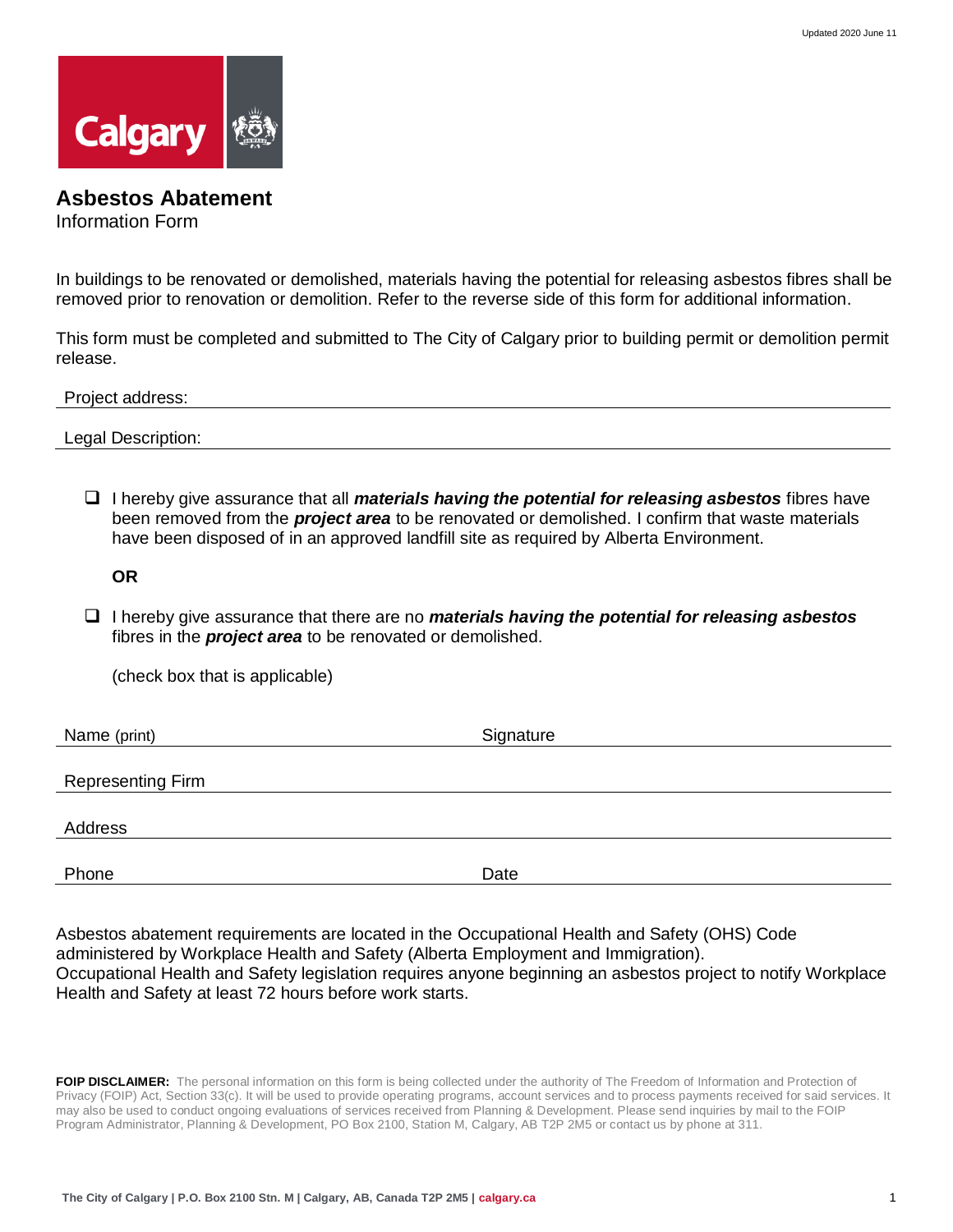Updated 2020 June 11

# Asbestos Abatement

Information Form

In buildings to be renovated or demolished, materials having the potential for releasing asbestos fibres shall be removed prior to renovation or demolition. Refer to the reverse side of this form for additional information.

This form must be completed and submitted to The City of Calgary prior to building permit or demolition permit release.

Project address: ______________________________

Legal Description: ______________________________

- ☐ I hereby give assurance that all ***materials having the potential for releasing asbestos*** fibres have been removed from the ***project area*** to be renovated or demolished. I confirm that waste materials have been disposed of in an approved landfill site as required by Alberta Environment.

  **OR**

- ☐ I hereby give assurance that there are no ***materials having the potential for releasing asbestos*** fibres in the ***project area*** to be renovated or demolished.

  (check box that is applicable)

Name (print) ______________________ Signature ______________________

Representing Firm ______________________________

Address ______________________________

Phone ______________________ Date ______________________

Asbestos abatement requirements are located in the Occupational Health and Safety (OHS) Code administered by Workplace Health and Safety (Alberta Employment and Immigration).
Occupational Health and Safety legislation requires anyone beginning an asbestos project to notify Workplace Health and Safety at least 72 hours before work starts.

**FOIP DISCLAIMER:** The personal information on this form is being collected under the authority of The Freedom of Information and Protection of Privacy (FOIP) Act, Section 33(c). It will be used to provide operating programs, account services and to process payments received for said services. It may also be used to conduct ongoing evaluations of services received from Planning & Development. Please send inquiries by mail to the FOIP Program Administrator, Planning & Development, PO Box 2100, Station M, Calgary, AB T2P 2M5 or contact us by phone at 311.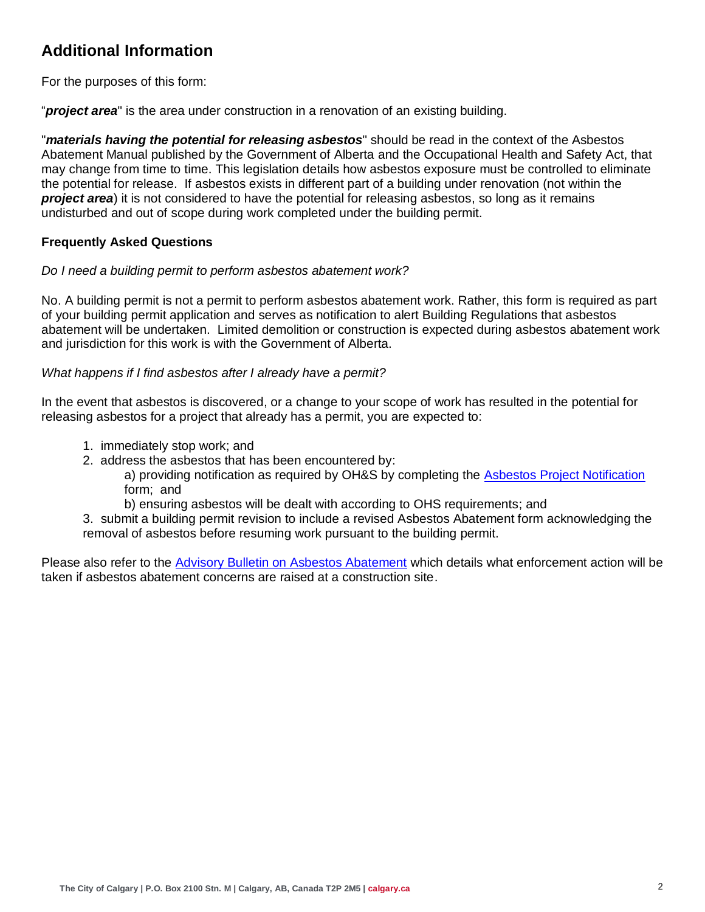## Additional Information

For the purposes of this form:

"***project area***" is the area under construction in a renovation of an existing building.

"***materials having the potential for releasing asbestos***" should be read in the context of the Asbestos Abatement Manual published by the Government of Alberta and the Occupational Health and Safety Act, that may change from time to time. This legislation details how asbestos exposure must be controlled to eliminate the potential for release. If asbestos exists in different part of a building under renovation (not within the ***project area***) it is not considered to have the potential for releasing asbestos, so long as it remains undisturbed and out of scope during work completed under the building permit.

### Frequently Asked Questions

*Do I need a building permit to perform asbestos abatement work?*

No. A building permit is not a permit to perform asbestos abatement work. Rather, this form is required as part of your building permit application and serves as notification to alert Building Regulations that asbestos abatement will be undertaken. Limited demolition or construction is expected during asbestos abatement work and jurisdiction for this work is with the Government of Alberta.

*What happens if I find asbestos after I already have a permit?*

In the event that asbestos is discovered, or a change to your scope of work has resulted in the potential for releasing asbestos for a project that already has a permit, you are expected to:

1. immediately stop work; and
2. address the asbestos that has been encountered by:
   a) providing notification as required by OH&S by completing the [Asbestos Project Notification]() form; and
   b) ensuring asbestos will be dealt with according to OHS requirements; and
3. submit a building permit revision to include a revised Asbestos Abatement form acknowledging the removal of asbestos before resuming work pursuant to the building permit.

Please also refer to the [Advisory Bulletin on Asbestos Abatement]() which details what enforcement action will be taken if asbestos abatement concerns are raised at a construction site.